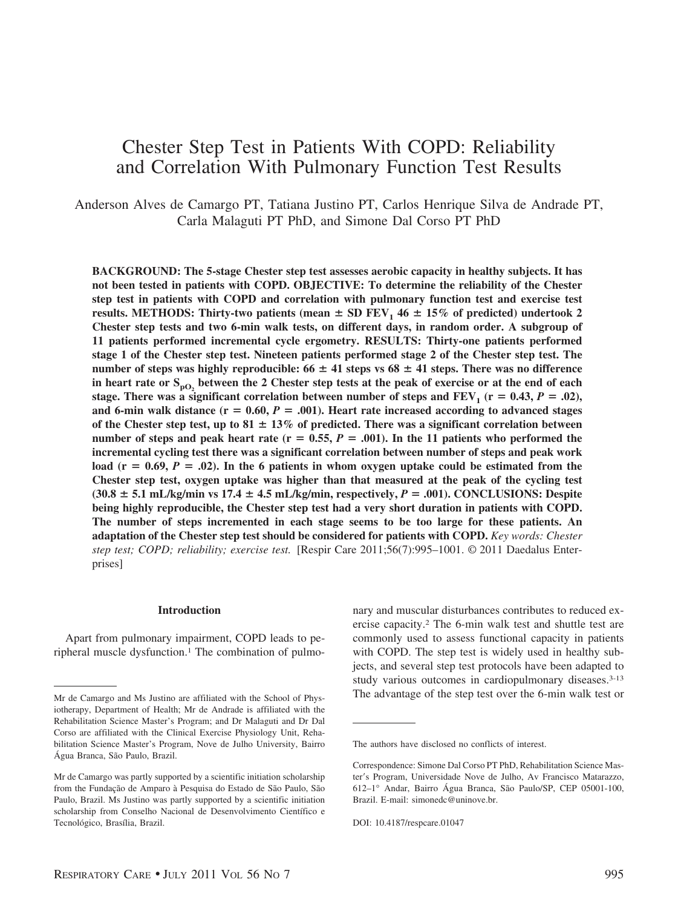# Chester Step Test in Patients With COPD: Reliability and Correlation With Pulmonary Function Test Results

Anderson Alves de Camargo PT, Tatiana Justino PT, Carlos Henrique Silva de Andrade PT, Carla Malaguti PT PhD, and Simone Dal Corso PT PhD

**BACKGROUND: The 5-stage Chester step test assesses aerobic capacity in healthy subjects. It has not been tested in patients with COPD. OBJECTIVE: To determine the reliability of the Chester step test in patients with COPD and correlation with pulmonary function test and exercise test results. METHODS: Thirty-two patients (mean ± SD $FEV_1$ 46 ± 15% of predicted) undertook 2 Chester step tests and two 6-min walk tests, on different days, in random order. A subgroup of 11 patients performed incremental cycle ergometry. RESULTS: Thirty-one patients performed stage 1 of the Chester step test. Nineteen patients performed stage 2 of the Chester step test. The number of steps was highly reproducible: 66 ± 41 steps vs 68 ± 41 steps. There was no difference in heart rate or $S_{pO_2}$ between the 2 Chester step tests at the peak of exercise or at the end of each stage. There was a significant correlation between number of steps and $FEV_1$ ($r = 0.43$, $P = .02$), and 6-min walk distance ($r = 0.60$, $P = .001$). Heart rate increased according to advanced stages of the Chester step test, up to 81 ± 13% of predicted. There was a significant correlation between number of steps and peak heart rate ($r = 0.55$, $P = .001$). In the 11 patients who performed the incremental cycling test there was a significant correlation between number of steps and peak work load ($r = 0.69$, $P = .02$). In the 6 patients in whom oxygen uptake could be estimated from the Chester step test, oxygen uptake was higher than that measured at the peak of the cycling test (30.8 ± 5.1 mL/kg/min vs 17.4 ± 4.5 mL/kg/min, respectively, $P = .001$). CONCLUSIONS: Despite being highly reproducible, the Chester step test had a very short duration in patients with COPD. The number of steps incremented in each stage seems to be too large for these patients. An adaptation of the Chester step test should be considered for patients with COPD.** *Key words: Chester step test; COPD; reliability; exercise test.* [Respir Care 2011;56(7):995–1001. © 2011 Daedalus Enterprises]

## Introduction

Apart from pulmonary impairment, COPD leads to peripheral muscle dysfunction.[1] The combination of pulmonary and muscular disturbances contributes to reduced exercise capacity.[2] The 6-min walk test and shuttle test are commonly used to assess functional capacity in patients with COPD. The step test is widely used in healthy subjects, and several step test protocols have been adapted to study various outcomes in cardiopulmonary diseases.[3-13] The advantage of the step test over the 6-min walk test or

---

Mr de Camargo and Ms Justino are affiliated with the School of Physiotherapy, Department of Health; Mr de Andrade is affiliated with the Rehabilitation Science Master's Program; and Dr Malaguti and Dr Dal Corso are affiliated with the Clinical Exercise Physiology Unit, Rehabilitation Science Master's Program, Nove de Julho University, Bairro Água Branca, São Paulo, Brazil.

Mr de Camargo was partly supported by a scientific initiation scholarship from the Fundação de Amparo à Pesquisa do Estado de São Paulo, São Paulo, Brazil. Ms Justino was partly supported by a scientific initiation scholarship from Conselho Nacional de Desenvolvimento Científico e Tecnológico, Brasília, Brazil.

The authors have disclosed no conflicts of interest.

Correspondence: Simone Dal Corso PT PhD, Rehabilitation Science Master's Program, Universidade Nove de Julho, Av Francisco Matarazzo, 612–1° Andar, Bairro Água Branca, São Paulo/SP, CEP 05001-100, Brazil. E-mail: simonedc@uninove.br.

DOI: 10.4187/respcare.01047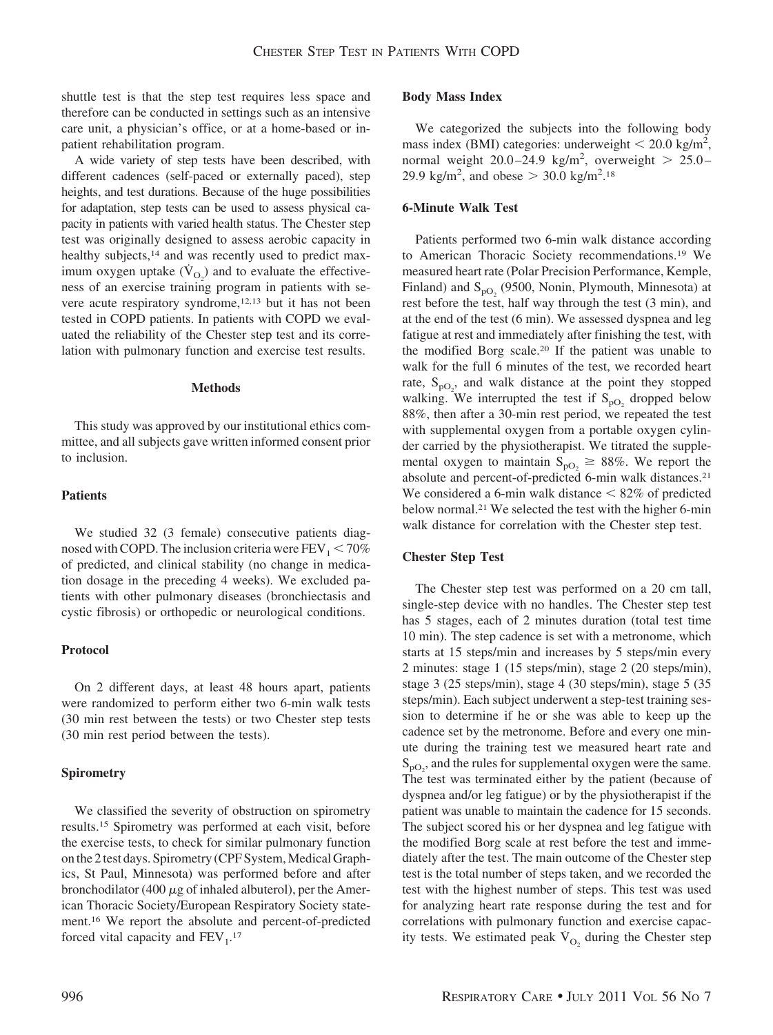shuttle test is that the step test requires less space and therefore can be conducted in settings such as an intensive care unit, a physician's office, or at a home-based or in-patient rehabilitation program.

A wide variety of step tests have been described, with different cadences (self-paced or externally paced), step heights, and test durations. Because of the huge possibilities for adaptation, step tests can be used to assess physical capacity in patients with varied health status. The Chester step test was originally designed to assess aerobic capacity in healthy subjects,[14] and was recently used to predict maximum oxygen uptake ($\dot{V}_{O_2}$) and to evaluate the effectiveness of an exercise training program in patients with severe acute respiratory syndrome,[12,13] but it has not been tested in COPD patients. In patients with COPD we evaluated the reliability of the Chester step test and its correlation with pulmonary function and exercise test results.

## Methods

This study was approved by our institutional ethics committee, and all subjects gave written informed consent prior to inclusion.

### Patients

We studied 32 (3 female) consecutive patients diagnosed with COPD. The inclusion criteria were $FEV_1 < 70\%$ of predicted, and clinical stability (no change in medication dosage in the preceding 4 weeks). We excluded patients with other pulmonary diseases (bronchiectasis and cystic fibrosis) or orthopedic or neurological conditions.

### Protocol

On 2 different days, at least 48 hours apart, patients were randomized to perform either two 6-min walk tests (30 min rest between the tests) or two Chester step tests (30 min rest period between the tests).

### Spirometry

We classified the severity of obstruction on spirometry results.[15] Spirometry was performed at each visit, before the exercise tests, to check for similar pulmonary function on the 2 test days. Spirometry (CPF System, Medical Graphics, St Paul, Minnesota) was performed before and after bronchodilator (400 μg of inhaled albuterol), per the American Thoracic Society/European Respiratory Society statement.[16] We report the absolute and percent-of-predicted forced vital capacity and $FEV_1$.[17]

### Body Mass Index

We categorized the subjects into the following body mass index (BMI) categories: underweight $< 20.0$ kg/m$^2$, normal weight 20.0–24.9 kg/m$^2$, overweight $> 25.0$–29.9 kg/m$^2$, and obese $> 30.0$ kg/m$^2$.[18]

### 6-Minute Walk Test

Patients performed two 6-min walk distance according to American Thoracic Society recommendations.[19] We measured heart rate (Polar Precision Performance, Kemple, Finland) and $S_{pO_2}$ (9500, Nonin, Plymouth, Minnesota) at rest before the test, half way through the test (3 min), and at the end of the test (6 min). We assessed dyspnea and leg fatigue at rest and immediately after finishing the test, with the modified Borg scale.[20] If the patient was unable to walk for the full 6 minutes of the test, we recorded heart rate, $S_{pO_2}$, and walk distance at the point they stopped walking. We interrupted the test if $S_{pO_2}$ dropped below 88%, then after a 30-min rest period, we repeated the test with supplemental oxygen from a portable oxygen cylinder carried by the physiotherapist. We titrated the supplemental oxygen to maintain $S_{pO_2} \geq 88\%$. We report the absolute and percent-of-predicted 6-min walk distances.[21] We considered a 6-min walk distance $< 82\%$ of predicted below normal.[21] We selected the test with the higher 6-min walk distance for correlation with the Chester step test.

### Chester Step Test

The Chester step test was performed on a 20 cm tall, single-step device with no handles. The Chester step test has 5 stages, each of 2 minutes duration (total test time 10 min). The step cadence is set with a metronome, which starts at 15 steps/min and increases by 5 steps/min every 2 minutes: stage 1 (15 steps/min), stage 2 (20 steps/min), stage 3 (25 steps/min), stage 4 (30 steps/min), stage 5 (35 steps/min). Each subject underwent a step-test training session to determine if he or she was able to keep up the cadence set by the metronome. Before and every one minute during the training test we measured heart rate and $S_{pO_2}$, and the rules for supplemental oxygen were the same. The test was terminated either by the patient (because of dyspnea and/or leg fatigue) or by the physiotherapist if the patient was unable to maintain the cadence for 15 seconds. The subject scored his or her dyspnea and leg fatigue with the modified Borg scale at rest before the test and immediately after the test. The main outcome of the Chester step test is the total number of steps taken, and we recorded the test with the highest number of steps. This test was used for analyzing heart rate response during the test and for correlations with pulmonary function and exercise capacity tests. We estimated peak $\dot{V}_{O_2}$ during the Chester step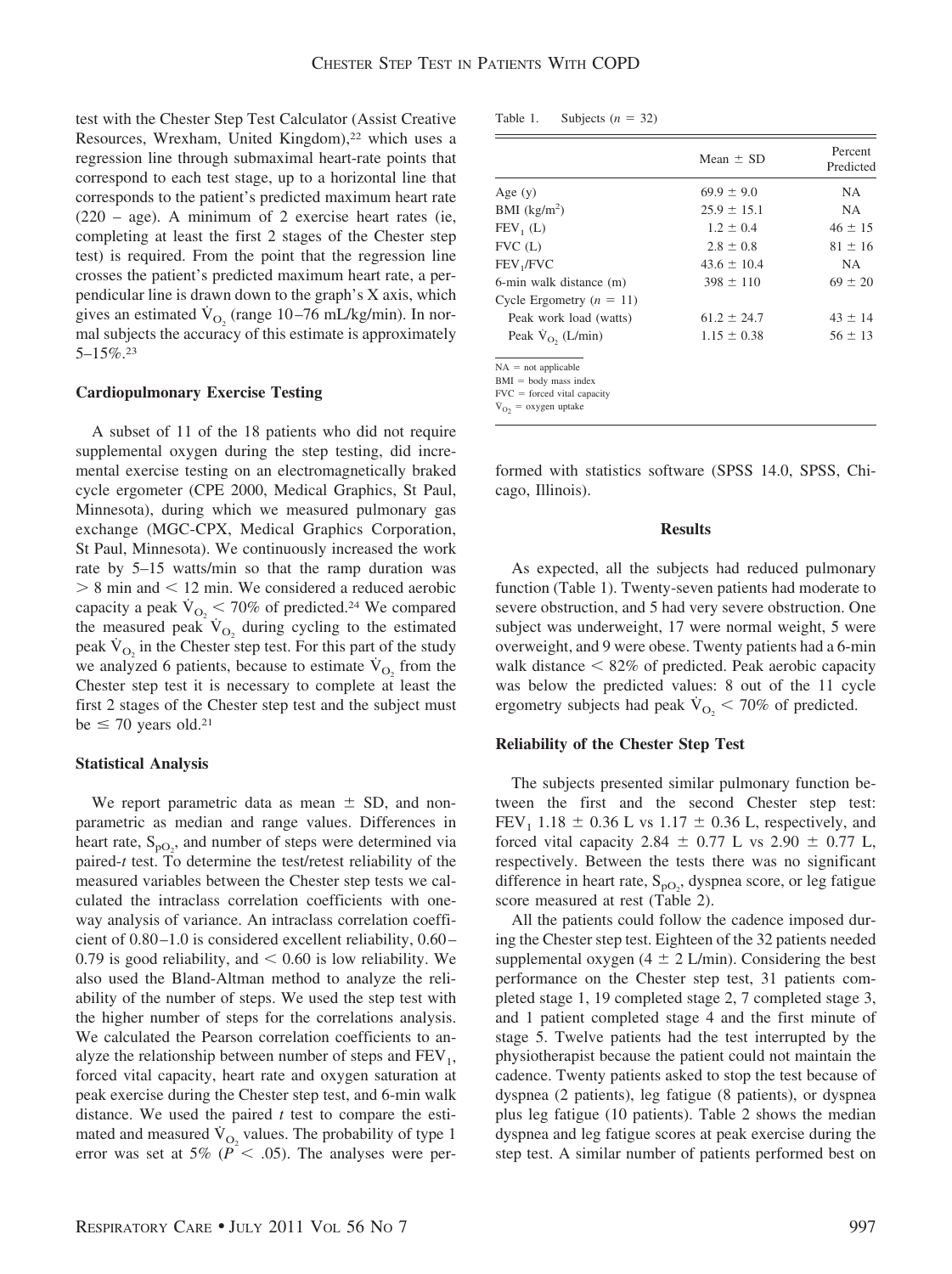test with the Chester Step Test Calculator (Assist Creative Resources, Wrexham, United Kingdom),[22] which uses a regression line through submaximal heart-rate points that correspond to each test stage, up to a horizontal line that corresponds to the patient's predicted maximum heart rate (220 – age). A minimum of 2 exercise heart rates (ie, completing at least the first 2 stages of the Chester step test) is required. From the point that the regression line crosses the patient's predicted maximum heart rate, a perpendicular line is drawn down to the graph's X axis, which gives an estimated $\dot{V}_{O_2}$ (range 10–76 mL/kg/min). In normal subjects the accuracy of this estimate is approximately 5–15%.[23]

### Cardiopulmonary Exercise Testing

A subset of 11 of the 18 patients who did not require supplemental oxygen during the step testing, did incremental exercise testing on an electromagnetically braked cycle ergometer (CPE 2000, Medical Graphics, St Paul, Minnesota), during which we measured pulmonary gas exchange (MGC-CPX, Medical Graphics Corporation, St Paul, Minnesota). We continuously increased the work rate by 5–15 watts/min so that the ramp duration was > 8 min and < 12 min. We considered a reduced aerobic capacity a peak $\dot{V}_{O_2}$ < 70% of predicted.[24] We compared the measured peak $\dot{V}_{O_2}$ during cycling to the estimated peak $\dot{V}_{O_2}$ in the Chester step test. For this part of the study we analyzed 6 patients, because to estimate $\dot{V}_{O_2}$ from the Chester step test it is necessary to complete at least the first 2 stages of the Chester step test and the subject must be ≤ 70 years old.[21]

### Statistical Analysis

We report parametric data as mean ± SD, and nonparametric as median and range values. Differences in heart rate, $S_{pO_2}$, and number of steps were determined via paired-*t* test. To determine the test/retest reliability of the measured variables between the Chester step tests we calculated the intraclass correlation coefficients with one-way analysis of variance. An intraclass correlation coefficient of 0.80–1.0 is considered excellent reliability, 0.60–0.79 is good reliability, and < 0.60 is low reliability. We also used the Bland-Altman method to analyze the reliability of the number of steps. We used the step test with the higher number of steps for the correlations analysis. We calculated the Pearson correlation coefficients to analyze the relationship between number of steps and $FEV_1$, forced vital capacity, heart rate and oxygen saturation at peak exercise during the Chester step test, and 6-min walk distance. We used the paired *t* test to compare the estimated and measured $\dot{V}_{O_2}$ values. The probability of type 1 error was set at 5% ($P$ < .05). The analyses were performed with statistics software (SPSS 14.0, SPSS, Chicago, Illinois).

Table 1. Subjects ($n$ = 32)

| | Mean ± SD | Percent Predicted |
|---|---|---|
| Age (y) | 69.9 ± 9.0 | NA |
| BMI (kg/m$^2$) | 25.9 ± 15.1 | NA |
| $FEV_1$ (L) | 1.2 ± 0.4 | 46 ± 15 |
| FVC (L) | 2.8 ± 0.8 | 81 ± 16 |
| $FEV_1$/FVC | 43.6 ± 10.4 | NA |
| 6-min walk distance (m) | 398 ± 110 | 69 ± 20 |
| Cycle Ergometry ($n$ = 11) | | |
| Peak work load (watts) | 61.2 ± 24.7 | 43 ± 14 |
| Peak $\dot{V}_{O_2}$ (L/min) | 1.15 ± 0.38 | 56 ± 13 |

NA = not applicable
BMI = body mass index
FVC = forced vital capacity
$\dot{V}_{O_2}$ = oxygen uptake

## Results

As expected, all the subjects had reduced pulmonary function (Table 1). Twenty-seven patients had moderate to severe obstruction, and 5 had very severe obstruction. One subject was underweight, 17 were normal weight, 5 were overweight, and 9 were obese. Twenty patients had a 6-min walk distance < 82% of predicted. Peak aerobic capacity was below the predicted values: 8 out of the 11 cycle ergometry subjects had peak $\dot{V}_{O_2}$ < 70% of predicted.

### Reliability of the Chester Step Test

The subjects presented similar pulmonary function between the first and the second Chester step test: $FEV_1$ 1.18 ± 0.36 L vs 1.17 ± 0.36 L, respectively, and forced vital capacity 2.84 ± 0.77 L vs 2.90 ± 0.77 L, respectively. Between the tests there was no significant difference in heart rate, $S_{pO_2}$, dyspnea score, or leg fatigue score measured at rest (Table 2).

All the patients could follow the cadence imposed during the Chester step test. Eighteen of the 32 patients needed supplemental oxygen (4 ± 2 L/min). Considering the best performance on the Chester step test, 31 patients completed stage 1, 19 completed stage 2, 7 completed stage 3, and 1 patient completed stage 4 and the first minute of stage 5. Twelve patients had the test interrupted by the physiotherapist because the patient could not maintain the cadence. Twenty patients asked to stop the test because of dyspnea (2 patients), leg fatigue (8 patients), or dyspnea plus leg fatigue (10 patients). Table 2 shows the median dyspnea and leg fatigue scores at peak exercise during the step test. A similar number of patients performed best on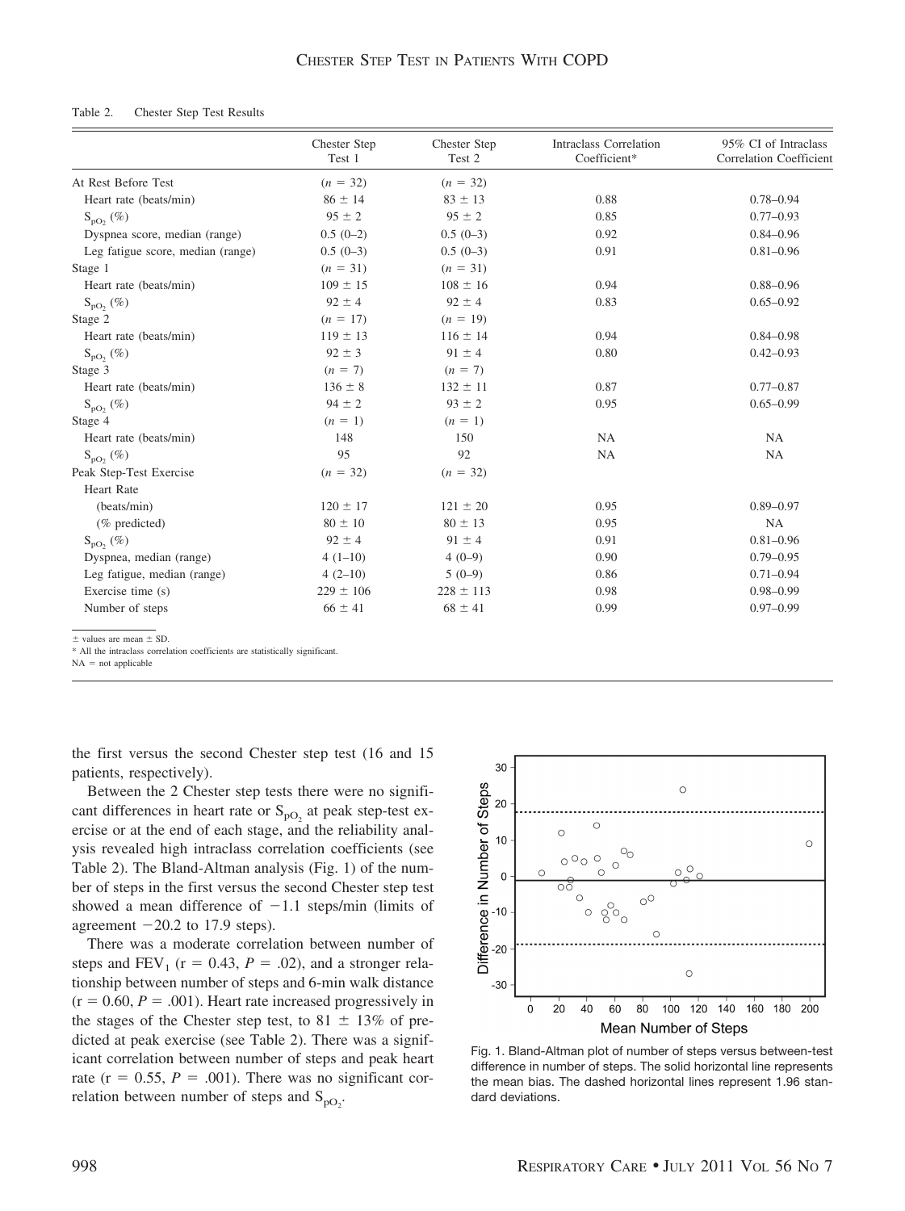Table 2. Chester Step Test Results

| | Chester Step Test 1 | Chester Step Test 2 | Intraclass Correlation Coefficient* | 95% CI of Intraclass Correlation Coefficient |
|---|---|---|---|---|
| At Rest Before Test | ($n$ = 32) | ($n$ = 32) | | |
| Heart rate (beats/min) | 86 ± 14 | 83 ± 13 | 0.88 | 0.78–0.94 |
| $S_{pO_2}$ (%) | 95 ± 2 | 95 ± 2 | 0.85 | 0.77–0.93 |
| Dyspnea score, median (range) | 0.5 (0–2) | 0.5 (0–3) | 0.92 | 0.84–0.96 |
| Leg fatigue score, median (range) | 0.5 (0–3) | 0.5 (0–3) | 0.91 | 0.81–0.96 |
| Stage 1 | ($n$ = 31) | ($n$ = 31) | | |
| Heart rate (beats/min) | 109 ± 15 | 108 ± 16 | 0.94 | 0.88–0.96 |
| $S_{pO_2}$ (%) | 92 ± 4 | 92 ± 4 | 0.83 | 0.65–0.92 |
| Stage 2 | ($n$ = 17) | ($n$ = 19) | | |
| Heart rate (beats/min) | 119 ± 13 | 116 ± 14 | 0.94 | 0.84–0.98 |
| $S_{pO_2}$ (%) | 92 ± 3 | 91 ± 4 | 0.80 | 0.42–0.93 |
| Stage 3 | ($n$ = 7) | ($n$ = 7) | | |
| Heart rate (beats/min) | 136 ± 8 | 132 ± 11 | 0.87 | 0.77–0.87 |
| $S_{pO_2}$ (%) | 94 ± 2 | 93 ± 2 | 0.95 | 0.65–0.99 |
| Stage 4 | ($n$ = 1) | ($n$ = 1) | | |
| Heart rate (beats/min) | 148 | 150 | NA | NA |
| $S_{pO_2}$ (%) | 95 | 92 | NA | NA |
| Peak Step-Test Exercise | ($n$ = 32) | ($n$ = 32) | | |
| Heart Rate | | | | |
| (beats/min) | 120 ± 17 | 121 ± 20 | 0.95 | 0.89–0.97 |
| (% predicted) | 80 ± 10 | 80 ± 13 | 0.95 | NA |
| $S_{pO_2}$ (%) | 92 ± 4 | 91 ± 4 | 0.91 | 0.81–0.96 |
| Dyspnea, median (range) | 4 (1–10) | 4 (0–9) | 0.90 | 0.79–0.95 |
| Leg fatigue, median (range) | 4 (2–10) | 5 (0–9) | 0.86 | 0.71–0.94 |
| Exercise time (s) | 229 ± 106 | 228 ± 113 | 0.98 | 0.98–0.99 |
| Number of steps | 66 ± 41 | 68 ± 41 | 0.99 | 0.97–0.99 |

± values are mean ± SD.
* All the intraclass correlation coefficients are statistically significant.
NA = not applicable

the first versus the second Chester step test (16 and 15 patients, respectively).

Between the 2 Chester step tests there were no significant differences in heart rate or $S_{pO_2}$ at peak step-test exercise or at the end of each stage, and the reliability analysis revealed high intraclass correlation coefficients (see Table 2). The Bland-Altman analysis (Fig. 1) of the number of steps in the first versus the second Chester step test showed a mean difference of −1.1 steps/min (limits of agreement −20.2 to 17.9 steps).

There was a moderate correlation between number of steps and $FEV_1$ ($r = 0.43$, $P = .02$), and a stronger relationship between number of steps and 6-min walk distance ($r = 0.60$, $P = .001$). Heart rate increased progressively in the stages of the Chester step test, to 81 ± 13% of predicted at peak exercise (see Table 2). There was a significant correlation between number of steps and peak heart rate ($r = 0.55$, $P = .001$). There was no significant correlation between number of steps and $S_{pO_2}$.

Fig. 1. Bland-Altman plot of number of steps versus between-test difference in number of steps. The solid horizontal line represents the mean bias. The dashed horizontal lines represent 1.96 standard deviations.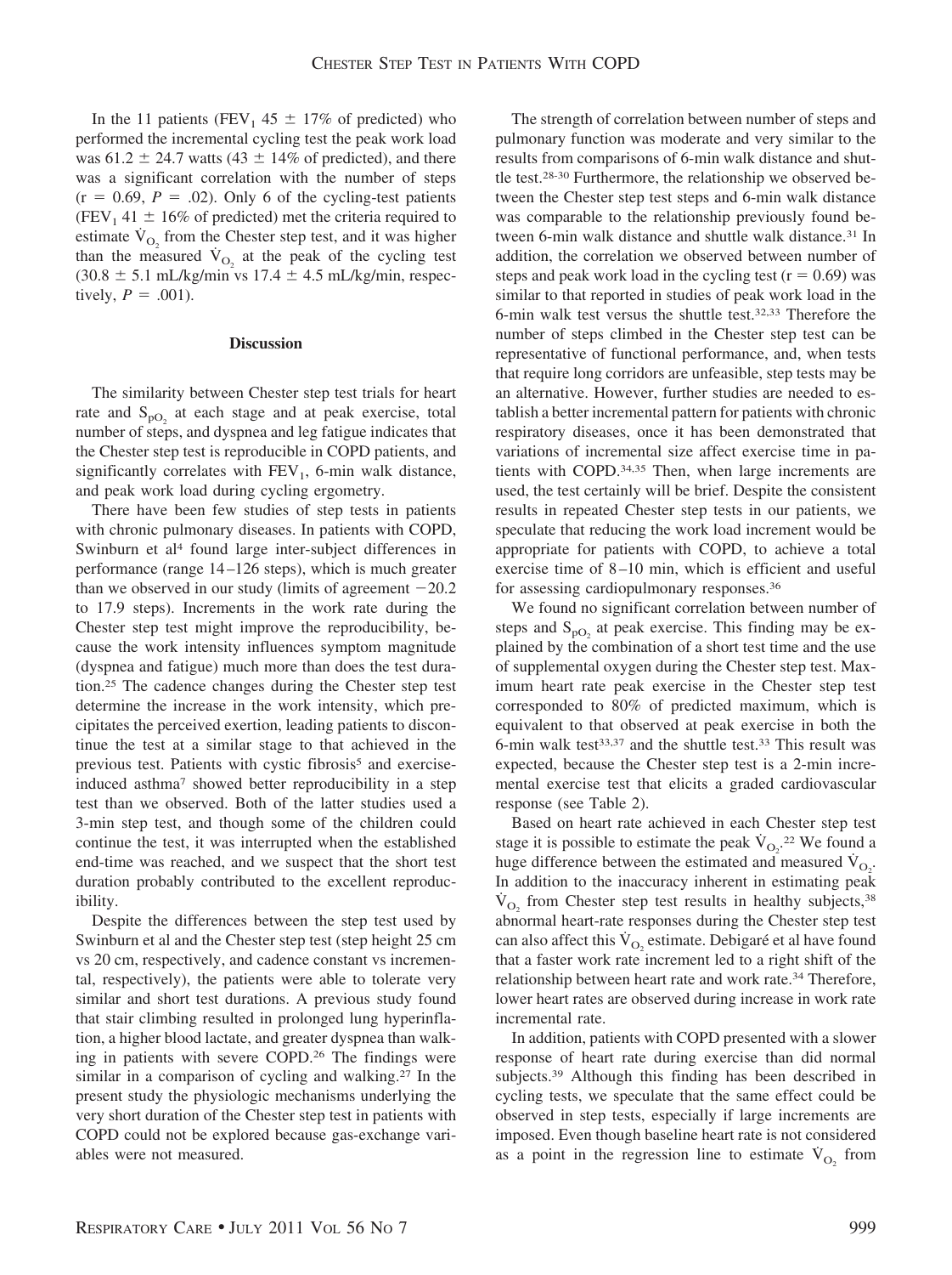In the 11 patients ($FEV_1$ 45 ± 17% of predicted) who performed the incremental cycling test the peak work load was 61.2 ± 24.7 watts (43 ± 14% of predicted), and there was a significant correlation with the number of steps ($r = 0.69$, $P = .02$). Only 6 of the cycling-test patients ($FEV_1$ 41 ± 16% of predicted) met the criteria required to estimate $\dot{V}_{O_2}$ from the Chester step test, and it was higher than the measured $\dot{V}_{O_2}$ at the peak of the cycling test (30.8 ± 5.1 mL/kg/min vs 17.4 ± 4.5 mL/kg/min, respectively, $P = .001$).

## Discussion

The similarity between Chester step test trials for heart rate and $S_{pO_2}$ at each stage and at peak exercise, total number of steps, and dyspnea and leg fatigue indicates that the Chester step test is reproducible in COPD patients, and significantly correlates with $FEV_1$, 6-min walk distance, and peak work load during cycling ergometry.

There have been few studies of step tests in patients with chronic pulmonary diseases. In patients with COPD, Swinburn et al[4] found large inter-subject differences in performance (range 14–126 steps), which is much greater than we observed in our study (limits of agreement −20.2 to 17.9 steps). Increments in the work rate during the Chester step test might improve the reproducibility, because the work intensity influences symptom magnitude (dyspnea and fatigue) much more than does the test duration.[25] The cadence changes during the Chester step test determine the increase in the work intensity, which precipitates the perceived exertion, leading patients to discontinue the test at a similar stage to that achieved in the previous test. Patients with cystic fibrosis[5] and exercise-induced asthma[7] showed better reproducibility in a step test than we observed. Both of the latter studies used a 3-min step test, and though some of the children could continue the test, it was interrupted when the established end-time was reached, and we suspect that the short test duration probably contributed to the excellent reproducibility.

Despite the differences between the step test used by Swinburn et al and the Chester step test (step height 25 cm vs 20 cm, respectively, and cadence constant vs incremental, respectively), the patients were able to tolerate very similar and short test durations. A previous study found that stair climbing resulted in prolonged lung hyperinflation, a higher blood lactate, and greater dyspnea than walking in patients with severe COPD.[26] The findings were similar in a comparison of cycling and walking.[27] In the present study the physiologic mechanisms underlying the very short duration of the Chester step test in patients with COPD could not be explored because gas-exchange variables were not measured.

The strength of correlation between number of steps and pulmonary function was moderate and very similar to the results from comparisons of 6-min walk distance and shuttle test.[28-30] Furthermore, the relationship we observed between the Chester step test steps and 6-min walk distance was comparable to the relationship previously found between 6-min walk distance and shuttle walk distance.[31] In addition, the correlation we observed between number of steps and peak work load in the cycling test ($r = 0.69$) was similar to that reported in studies of peak work load in the 6-min walk test versus the shuttle test.[32,33] Therefore the number of steps climbed in the Chester step test can be representative of functional performance, and, when tests that require long corridors are unfeasible, step tests may be an alternative. However, further studies are needed to establish a better incremental pattern for patients with chronic respiratory diseases, once it has been demonstrated that variations of incremental size affect exercise time in patients with COPD.[34,35] Then, when large increments are used, the test certainly will be brief. Despite the consistent results in repeated Chester step tests in our patients, we speculate that reducing the work load increment would be appropriate for patients with COPD, to achieve a total exercise time of 8–10 min, which is efficient and useful for assessing cardiopulmonary responses.[36]

We found no significant correlation between number of steps and $S_{pO_2}$ at peak exercise. This finding may be explained by the combination of a short test time and the use of supplemental oxygen during the Chester step test. Maximum heart rate peak exercise in the Chester step test corresponded to 80% of predicted maximum, which is equivalent to that observed at peak exercise in both the 6-min walk test[33,37] and the shuttle test.[33] This result was expected, because the Chester step test is a 2-min incremental exercise test that elicits a graded cardiovascular response (see Table 2).

Based on heart rate achieved in each Chester step test stage it is possible to estimate the peak $\dot{V}_{O_2}$.[22] We found a huge difference between the estimated and measured $\dot{V}_{O_2}$. In addition to the inaccuracy inherent in estimating peak $\dot{V}_{O_2}$ from Chester step test results in healthy subjects,[38] abnormal heart-rate responses during the Chester step test can also affect this $\dot{V}_{O_2}$ estimate. Debigaré et al have found that a faster work rate increment led to a right shift of the relationship between heart rate and work rate.[34] Therefore, lower heart rates are observed during increase in work rate incremental rate.

In addition, patients with COPD presented with a slower response of heart rate during exercise than did normal subjects.[39] Although this finding has been described in cycling tests, we speculate that the same effect could be observed in step tests, especially if large increments are imposed. Even though baseline heart rate is not considered as a point in the regression line to estimate $\dot{V}_{O_2}$ from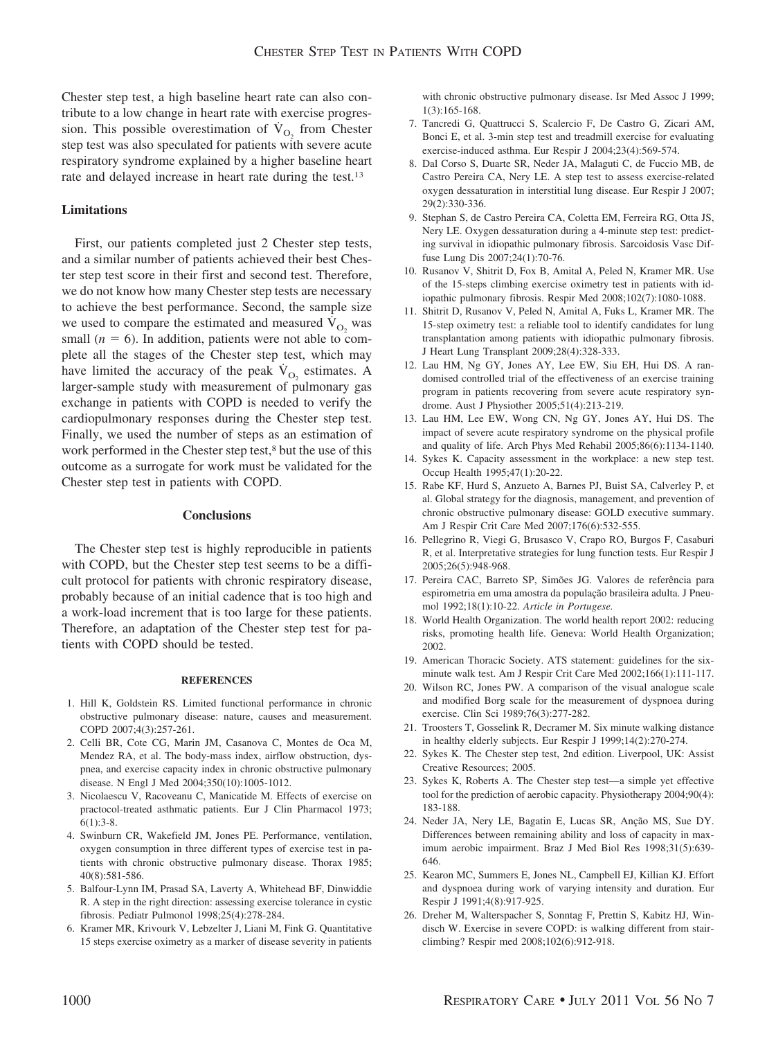Chester step test, a high baseline heart rate can also contribute to a low change in heart rate with exercise progression. This possible overestimation of $\dot{V}_{O_2}$ from Chester step test was also speculated for patients with severe acute respiratory syndrome explained by a higher baseline heart rate and delayed increase in heart rate during the test.[13]

## Limitations

First, our patients completed just 2 Chester step tests, and a similar number of patients achieved their best Chester step test score in their first and second test. Therefore, we do not know how many Chester step tests are necessary to achieve the best performance. Second, the sample size we used to compare the estimated and measured $\dot{V}_{O_2}$ was small ($n = 6$). In addition, patients were not able to complete all the stages of the Chester step test, which may have limited the accuracy of the peak $\dot{V}_{O_2}$ estimates. A larger-sample study with measurement of pulmonary gas exchange in patients with COPD is needed to verify the cardiopulmonary responses during the Chester step test. Finally, we used the number of steps as an estimation of work performed in the Chester step test,[8] but the use of this outcome as a surrogate for work must be validated for the Chester step test in patients with COPD.

## Conclusions

The Chester step test is highly reproducible in patients with COPD, but the Chester step test seems to be a difficult protocol for patients with chronic respiratory disease, probably because of an initial cadence that is too high and a work-load increment that is too large for these patients. Therefore, an adaptation of the Chester step test for patients with COPD should be tested.

## REFERENCES

1. Hill K, Goldstein RS. Limited functional performance in chronic obstructive pulmonary disease: nature, causes and measurement. COPD 2007;4(3):257-261.
2. Celli BR, Cote CG, Marin JM, Casanova C, Montes de Oca M, Mendez RA, et al. The body-mass index, airflow obstruction, dyspnea, and exercise capacity index in chronic obstructive pulmonary disease. N Engl J Med 2004;350(10):1005-1012.
3. Nicolaescu V, Racoveanu C, Manicatide M. Effects of exercise on practocol-treated asthmatic patients. Eur J Clin Pharmacol 1973; 6(1):3-8.
4. Swinburn CR, Wakefield JM, Jones PE. Performance, ventilation, oxygen consumption in three different types of exercise test in patients with chronic obstructive pulmonary disease. Thorax 1985; 40(8):581-586.
5. Balfour-Lynn IM, Prasad SA, Laverty A, Whitehead BF, Dinwiddie R. A step in the right direction: assessing exercise tolerance in cystic fibrosis. Pediatr Pulmonol 1998;25(4):278-284.
6. Kramer MR, Krivourk V, Lebzelter J, Liani M, Fink G. Quantitative 15 steps exercise oximetry as a marker of disease severity in patients with chronic obstructive pulmonary disease. Isr Med Assoc J 1999; 1(3):165-168.
7. Tancredi G, Quattrucci S, Scalercio F, De Castro G, Zicari AM, Bonci E, et al. 3-min step test and treadmill exercise for evaluating exercise-induced asthma. Eur Respir J 2004;23(4):569-574.
8. Dal Corso S, Duarte SR, Neder JA, Malaguti C, de Fuccio MB, de Castro Pereira CA, Nery LE. A step test to assess exercise-related oxygen dessaturation in interstitial lung disease. Eur Respir J 2007; 29(2):330-336.
9. Stephan S, de Castro Pereira CA, Coletta EM, Ferreira RG, Otta JS, Nery LE. Oxygen dessaturation during a 4-minute step test: predicting survival in idiopathic pulmonary fibrosis. Sarcoidosis Vasc Diffuse Lung Dis 2007;24(1):70-76.
10. Rusanov V, Shitrit D, Fox B, Amital A, Peled N, Kramer MR. Use of the 15-steps climbing exercise oximetry test in patients with idiopathic pulmonary fibrosis. Respir Med 2008;102(7):1080-1088.
11. Shitrit D, Rusanov V, Peled N, Amital A, Fuks L, Kramer MR. The 15-step oximetry test: a reliable tool to identify candidates for lung transplantation among patients with idiopathic pulmonary fibrosis. J Heart Lung Transplant 2009;28(4):328-333.
12. Lau HM, Ng GY, Jones AY, Lee EW, Siu EH, Hui DS. A randomised controlled trial of the effectiveness of an exercise training program in patients recovering from severe acute respiratory syndrome. Aust J Physiother 2005;51(4):213-219.
13. Lau HM, Lee EW, Wong CN, Ng GY, Jones AY, Hui DS. The impact of severe acute respiratory syndrome on the physical profile and quality of life. Arch Phys Med Rehabil 2005;86(6):1134-1140.
14. Sykes K. Capacity assessment in the workplace: a new step test. Occup Health 1995;47(1):20-22.
15. Rabe KF, Hurd S, Anzueto A, Barnes PJ, Buist SA, Calverley P, et al. Global strategy for the diagnosis, management, and prevention of chronic obstructive pulmonary disease: GOLD executive summary. Am J Respir Crit Care Med 2007;176(6):532-555.
16. Pellegrino R, Viegi G, Brusasco V, Crapo RO, Burgos F, Casaburi R, et al. Interpretative strategies for lung function tests. Eur Respir J 2005;26(5):948-968.
17. Pereira CAC, Barreto SP, Simões JG. Valores de referência para espirometria em uma amostra da população brasileira adulta. J Pneumol 1992;18(1):10-22. *Article in Portugese.*
18. World Health Organization. The world health report 2002: reducing risks, promoting health life. Geneva: World Health Organization; 2002.
19. American Thoracic Society. ATS statement: guidelines for the six-minute walk test. Am J Respir Crit Care Med 2002;166(1):111-117.
20. Wilson RC, Jones PW. A comparison of the visual analogue scale and modified Borg scale for the measurement of dyspnoea during exercise. Clin Sci 1989;76(3):277-282.
21. Troosters T, Gosselink R, Decramer M. Six minute walking distance in healthy elderly subjects. Eur Respir J 1999;14(2):270-274.
22. Sykes K. The Chester step test, 2nd edition. Liverpool, UK: Assist Creative Resources; 2005.
23. Sykes K, Roberts A. The Chester step test—a simple yet effective tool for the prediction of aerobic capacity. Physiotherapy 2004;90(4): 183-188.
24. Neder JA, Nery LE, Bagatin E, Lucas SR, Anção MS, Sue DY. Differences between remaining ability and loss of capacity in maximum aerobic impairment. Braz J Med Biol Res 1998;31(5):639-646.
25. Kearon MC, Summers E, Jones NL, Campbell EJ, Killian KJ. Effort and dyspnoea during work of varying intensity and duration. Eur Respir J 1991;4(8):917-925.
26. Dreher M, Walterspacher S, Sonntag F, Prettin S, Kabitz HJ, Windisch W. Exercise in severe COPD: is walking different from stair-climbing? Respir med 2008;102(6):912-918.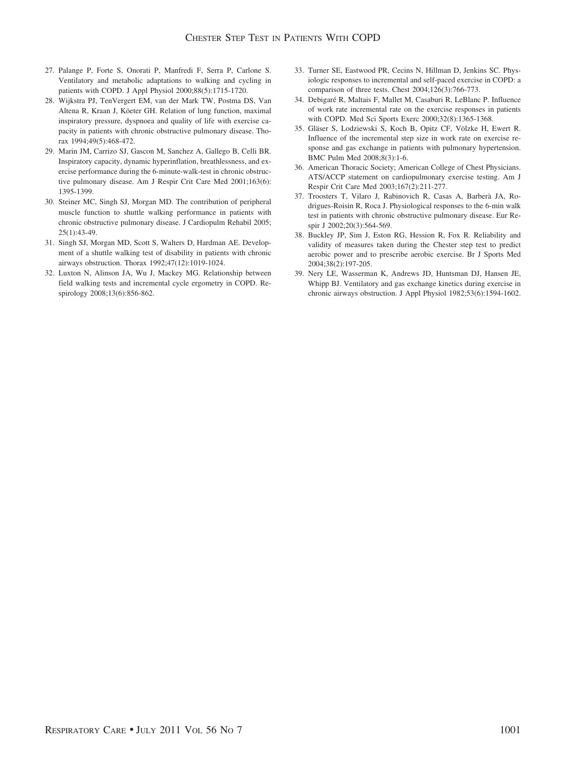27. Palange P, Forte S, Onorati P, Manfredi F, Serra P, Carlone S. Ventilatory and metabolic adaptations to walking and cycling in patients with COPD. J Appl Physiol 2000;88(5):1715-1720.
28. Wijkstra PJ, TenVergert EM, van der Mark TW, Postma DS, Van Altena R, Kraan J, Köeter GH. Relation of lung function, maximal inspiratory pressure, dyspnoea and quality of life with exercise capacity in patients with chronic obstructive pulmonary disease. Thorax 1994;49(5):468-472.
29. Marin JM, Carrizo SJ, Gascon M, Sanchez A, Gallego B, Celli BR. Inspiratory capacity, dynamic hyperinflation, breathlessness, and exercise performance during the 6-minute-walk-test in chronic obstructive pulmonary disease. Am J Respir Crit Care Med 2001;163(6): 1395-1399.
30. Steiner MC, Singh SJ, Morgan MD. The contribution of peripheral muscle function to shuttle walking performance in patients with chronic obstructive pulmonary disease. J Cardiopulm Rehabil 2005; 25(1):43-49.
31. Singh SJ, Morgan MD, Scott S, Walters D, Hardman AE. Development of a shuttle walking test of disability in patients with chronic airways obstruction. Thorax 1992;47(12):1019-1024.
32. Luxton N, Alinson JA, Wu J, Mackey MG. Relationship between field walking tests and incremental cycle ergometry in COPD. Respirology 2008;13(6):856-862.
33. Turner SE, Eastwood PR, Cecins N, Hillman D, Jenkins SC. Physiologic responses to incremental and self-paced exercise in COPD: a comparison of three tests. Chest 2004;126(3):766-773.
34. Debigaré R, Maltais F, Mallet M, Casaburi R, LeBlanc P. Influence of work rate incremental rate on the exercise responses in patients with COPD. Med Sci Sports Exerc 2000;32(8):1365-1368.
35. Gläser S, Lodziewski S, Koch B, Opitz CF, Völzke H, Ewert R. Influence of the incremental step size in work rate on exercise response and gas exchange in patients with pulmonary hypertension. BMC Pulm Med 2008;8(3):1-6.
36. American Thoracic Society; American College of Chest Physicians. ATS/ACCP statement on cardiopulmonary exercise testing. Am J Respir Crit Care Med 2003;167(2):211-277.
37. Troosters T, Vilaro J, Rabinovich R, Casas A, Barberà JA, Rodrigues-Roisin R, Roca J. Physiological responses to the 6-min walk test in patients with chronic obstructive pulmonary disease. Eur Respir J 2002;20(3):564-569.
38. Buckley JP, Sim J, Eston RG, Hession R, Fox R. Reliability and validity of measures taken during the Chester step test to predict aerobic power and to prescribe aerobic exercise. Br J Sports Med 2004;38(2):197-205.
39. Nery LE, Wasserman K, Andrews JD, Huntsman DJ, Hansen JE, Whipp BJ. Ventilatory and gas exchange kinetics during exercise in chronic airways obstruction. J Appl Physiol 1982;53(6):1594-1602.